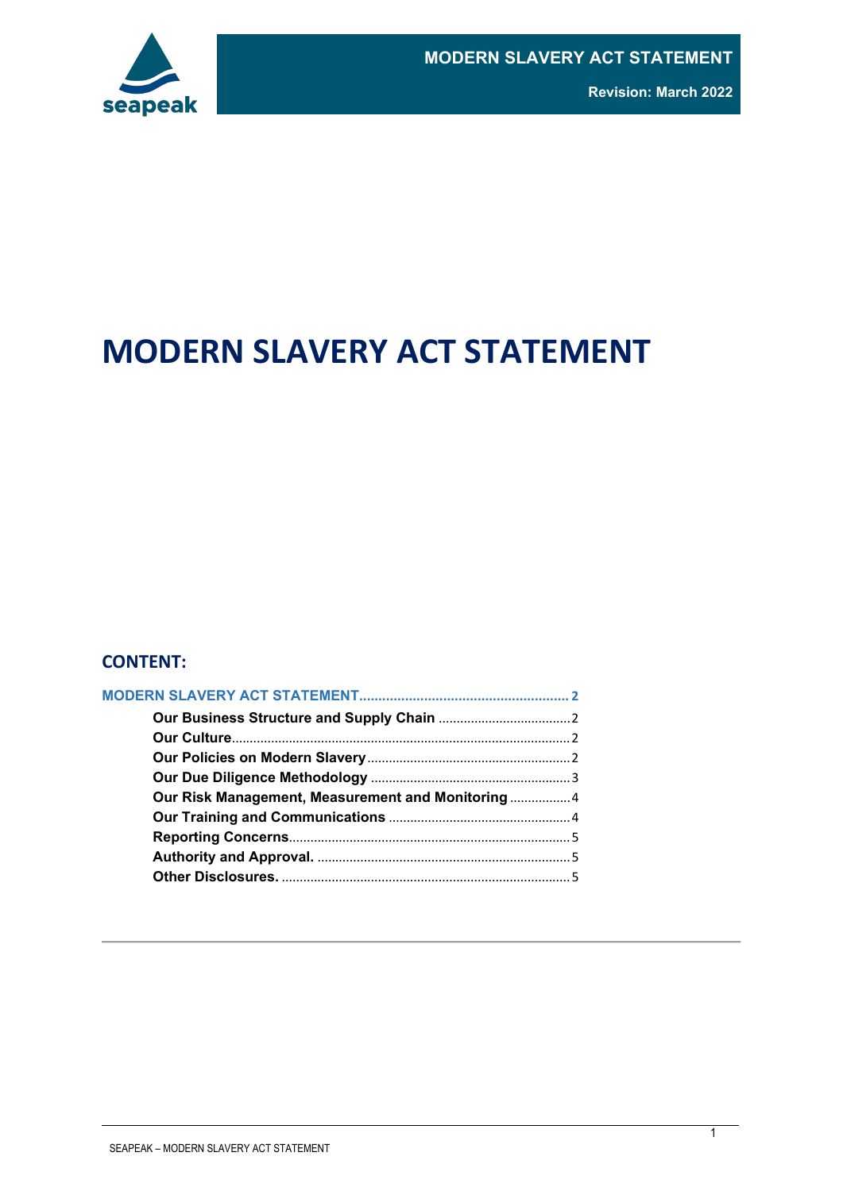# MODERN SLAVERY ACT STATEMENT

Revision: March 2022

# MODERN SLAVERY ACT STATEMENT

## CONTENT:

MODERN SLAVERY ACT STATEMENT ........................................................ 2

- Our Business Structure and Supply Chain ........................................ 2
- Our Culture ........................................................................................ 2
- Our Policies on Modern Slavery ......................................................... 2
- Our Due Diligence Methodology ........................................................ 3
- Our Risk Management, Measurement and Monitoring ..................... 4
- Our Training and Communications .................................................... 4
- Reporting Concerns ............................................................................ 5
- Authority and Approval. ..................................................................... 5
- Other Disclosures. .............................................................................. 5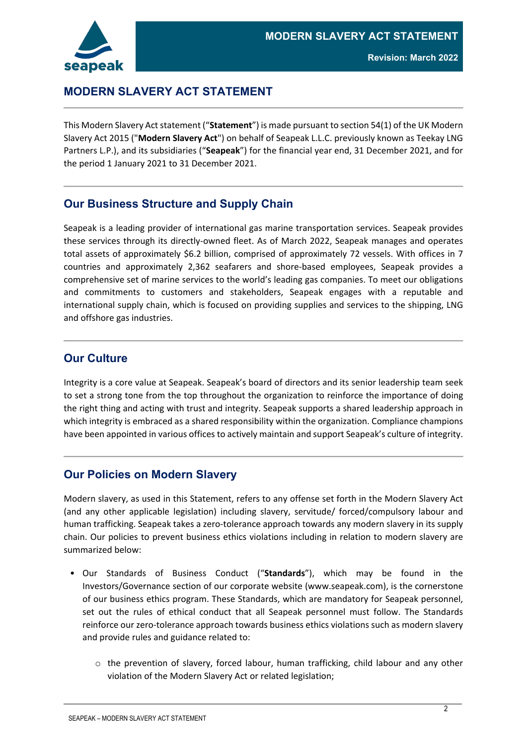# MODERN SLAVERY ACT STATEMENT

This Modern Slavery Act statement ("**Statement**") is made pursuant to section 54(1) of the UK Modern Slavery Act 2015 ("**Modern Slavery Act**") on behalf of Seapeak L.L.C. previously known as Teekay LNG Partners L.P.), and its subsidiaries ("**Seapeak**") for the financial year end, 31 December 2021, and for the period 1 January 2021 to 31 December 2021.

## Our Business Structure and Supply Chain

Seapeak is a leading provider of international gas marine transportation services. Seapeak provides these services through its directly-owned fleet. As of March 2022, Seapeak manages and operates total assets of approximately $6.2 billion, comprised of approximately 72 vessels. With offices in 7 countries and approximately 2,362 seafarers and shore-based employees, Seapeak provides a comprehensive set of marine services to the world's leading gas companies. To meet our obligations and commitments to customers and stakeholders, Seapeak engages with a reputable and international supply chain, which is focused on providing supplies and services to the shipping, LNG and offshore gas industries.

## Our Culture

Integrity is a core value at Seapeak. Seapeak's board of directors and its senior leadership team seek to set a strong tone from the top throughout the organization to reinforce the importance of doing the right thing and acting with trust and integrity. Seapeak supports a shared leadership approach in which integrity is embraced as a shared responsibility within the organization. Compliance champions have been appointed in various offices to actively maintain and support Seapeak's culture of integrity.

## Our Policies on Modern Slavery

Modern slavery, as used in this Statement, refers to any offense set forth in the Modern Slavery Act (and any other applicable legislation) including slavery, servitude/ forced/compulsory labour and human trafficking. Seapeak takes a zero-tolerance approach towards any modern slavery in its supply chain. Our policies to prevent business ethics violations including in relation to modern slavery are summarized below:

- Our Standards of Business Conduct ("**Standards**"), which may be found in the Investors/Governance section of our corporate website (www.seapeak.com), is the cornerstone of our business ethics program. These Standards, which are mandatory for Seapeak personnel, set out the rules of ethical conduct that all Seapeak personnel must follow. The Standards reinforce our zero-tolerance approach towards business ethics violations such as modern slavery and provide rules and guidance related to:
  - the prevention of slavery, forced labour, human trafficking, child labour and any other violation of the Modern Slavery Act or related legislation;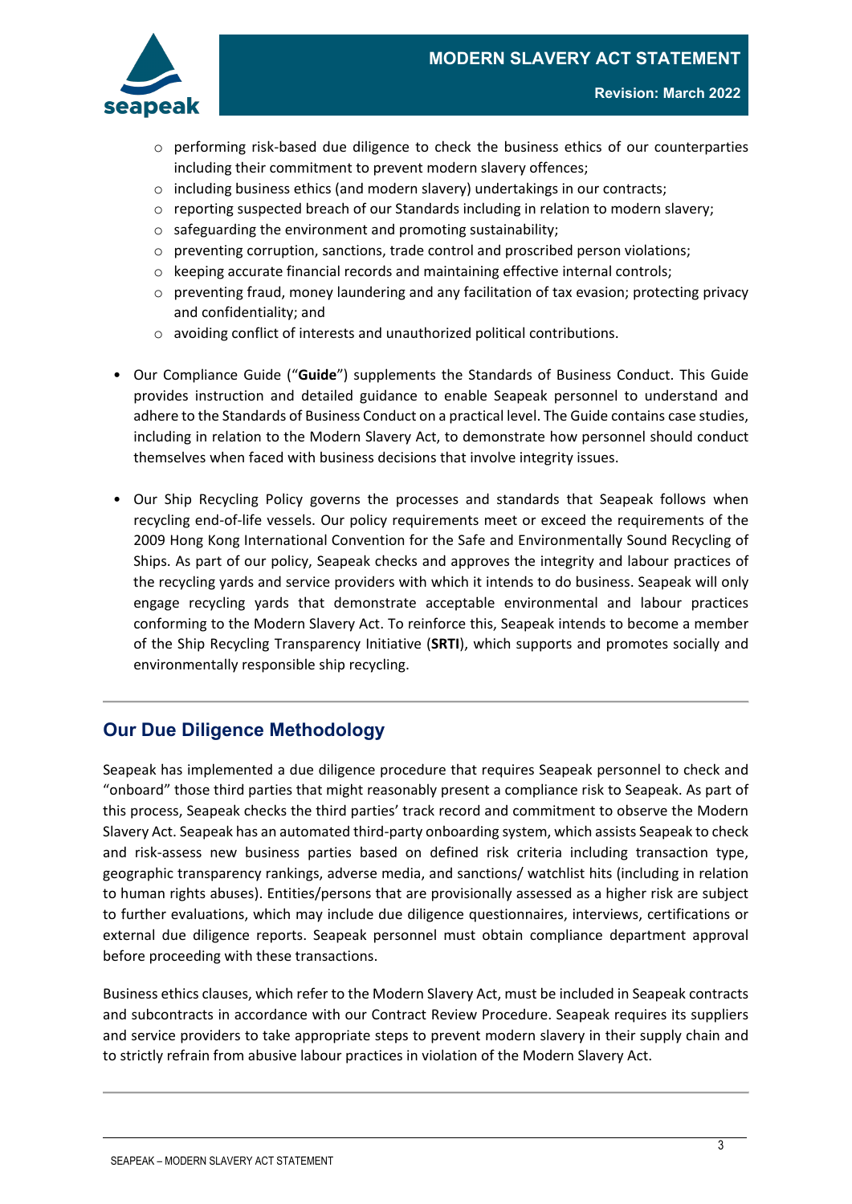- performing risk-based due diligence to check the business ethics of our counterparties including their commitment to prevent modern slavery offences;
  - including business ethics (and modern slavery) undertakings in our contracts;
  - reporting suspected breach of our Standards including in relation to modern slavery;
  - safeguarding the environment and promoting sustainability;
  - preventing corruption, sanctions, trade control and proscribed person violations;
  - keeping accurate financial records and maintaining effective internal controls;
  - preventing fraud, money laundering and any facilitation of tax evasion; protecting privacy and confidentiality; and
  - avoiding conflict of interests and unauthorized political contributions.

- Our Compliance Guide ("**Guide**") supplements the Standards of Business Conduct. This Guide provides instruction and detailed guidance to enable Seapeak personnel to understand and adhere to the Standards of Business Conduct on a practical level. The Guide contains case studies, including in relation to the Modern Slavery Act, to demonstrate how personnel should conduct themselves when faced with business decisions that involve integrity issues.

- Our Ship Recycling Policy governs the processes and standards that Seapeak follows when recycling end-of-life vessels. Our policy requirements meet or exceed the requirements of the 2009 Hong Kong International Convention for the Safe and Environmentally Sound Recycling of Ships. As part of our policy, Seapeak checks and approves the integrity and labour practices of the recycling yards and service providers with which it intends to do business. Seapeak will only engage recycling yards that demonstrate acceptable environmental and labour practices conforming to the Modern Slavery Act. To reinforce this, Seapeak intends to become a member of the Ship Recycling Transparency Initiative (**SRTI**), which supports and promotes socially and environmentally responsible ship recycling.

## Our Due Diligence Methodology

Seapeak has implemented a due diligence procedure that requires Seapeak personnel to check and "onboard" those third parties that might reasonably present a compliance risk to Seapeak. As part of this process, Seapeak checks the third parties' track record and commitment to observe the Modern Slavery Act. Seapeak has an automated third-party onboarding system, which assists Seapeak to check and risk-assess new business parties based on defined risk criteria including transaction type, geographic transparency rankings, adverse media, and sanctions/ watchlist hits (including in relation to human rights abuses). Entities/persons that are provisionally assessed as a higher risk are subject to further evaluations, which may include due diligence questionnaires, interviews, certifications or external due diligence reports. Seapeak personnel must obtain compliance department approval before proceeding with these transactions.

Business ethics clauses, which refer to the Modern Slavery Act, must be included in Seapeak contracts and subcontracts in accordance with our Contract Review Procedure. Seapeak requires its suppliers and service providers to take appropriate steps to prevent modern slavery in their supply chain and to strictly refrain from abusive labour practices in violation of the Modern Slavery Act.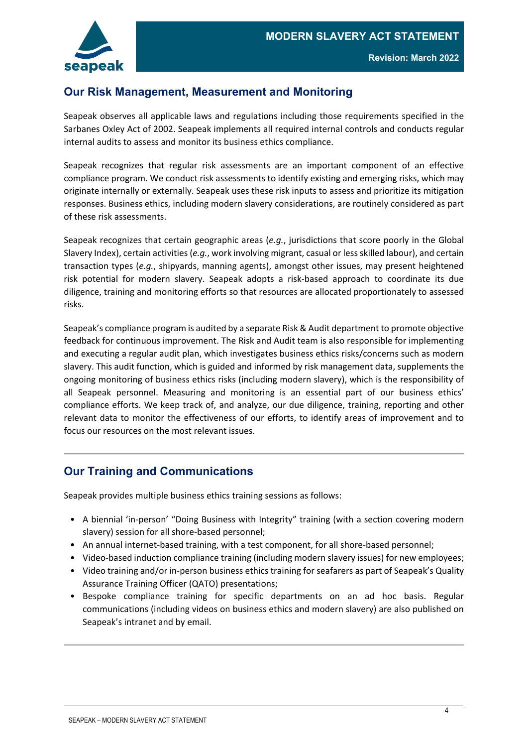## Our Risk Management, Measurement and Monitoring

Seapeak observes all applicable laws and regulations including those requirements specified in the Sarbanes Oxley Act of 2002. Seapeak implements all required internal controls and conducts regular internal audits to assess and monitor its business ethics compliance.

Seapeak recognizes that regular risk assessments are an important component of an effective compliance program. We conduct risk assessments to identify existing and emerging risks, which may originate internally or externally. Seapeak uses these risk inputs to assess and prioritize its mitigation responses. Business ethics, including modern slavery considerations, are routinely considered as part of these risk assessments.

Seapeak recognizes that certain geographic areas (*e.g.*, jurisdictions that score poorly in the Global Slavery Index), certain activities (*e.g.*, work involving migrant, casual or less skilled labour), and certain transaction types (*e.g.*, shipyards, manning agents), amongst other issues, may present heightened risk potential for modern slavery. Seapeak adopts a risk-based approach to coordinate its due diligence, training and monitoring efforts so that resources are allocated proportionately to assessed risks.

Seapeak's compliance program is audited by a separate Risk & Audit department to promote objective feedback for continuous improvement. The Risk and Audit team is also responsible for implementing and executing a regular audit plan, which investigates business ethics risks/concerns such as modern slavery. This audit function, which is guided and informed by risk management data, supplements the ongoing monitoring of business ethics risks (including modern slavery), which is the responsibility of all Seapeak personnel. Measuring and monitoring is an essential part of our business ethics' compliance efforts. We keep track of, and analyze, our due diligence, training, reporting and other relevant data to monitor the effectiveness of our efforts, to identify areas of improvement and to focus our resources on the most relevant issues.

---

## Our Training and Communications

Seapeak provides multiple business ethics training sessions as follows:

- A biennial 'in-person' "Doing Business with Integrity" training (with a section covering modern slavery) session for all shore-based personnel;
- An annual internet-based training, with a test component, for all shore-based personnel;
- Video-based induction compliance training (including modern slavery issues) for new employees;
- Video training and/or in-person business ethics training for seafarers as part of Seapeak's Quality Assurance Training Officer (QATO) presentations;
- Bespoke compliance training for specific departments on an ad hoc basis. Regular communications (including videos on business ethics and modern slavery) are also published on Seapeak's intranet and by email.

---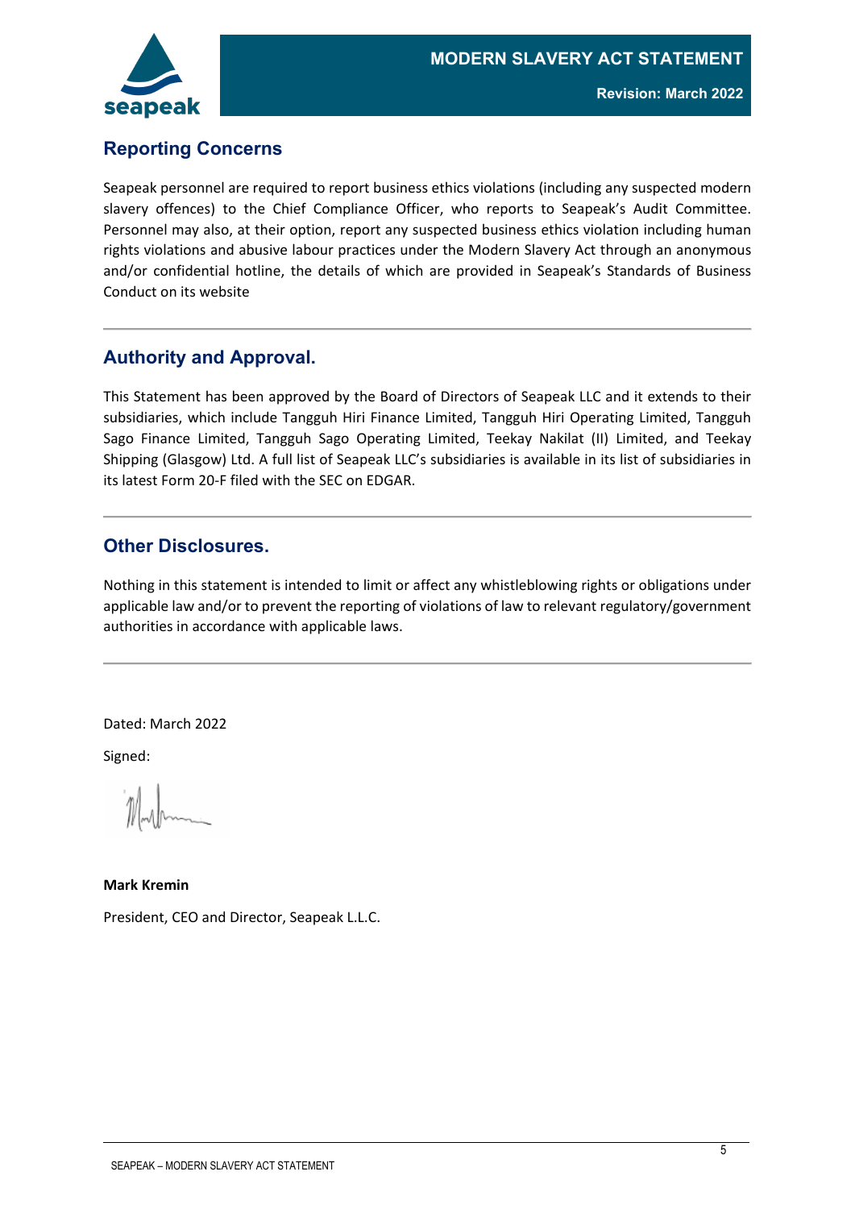## Reporting Concerns

Seapeak personnel are required to report business ethics violations (including any suspected modern slavery offences) to the Chief Compliance Officer, who reports to Seapeak's Audit Committee. Personnel may also, at their option, report any suspected business ethics violation including human rights violations and abusive labour practices under the Modern Slavery Act through an anonymous and/or confidential hotline, the details of which are provided in Seapeak's Standards of Business Conduct on its website

## Authority and Approval.

This Statement has been approved by the Board of Directors of Seapeak LLC and it extends to their subsidiaries, which include Tangguh Hiri Finance Limited, Tangguh Hiri Operating Limited, Tangguh Sago Finance Limited, Tangguh Sago Operating Limited, Teekay Nakilat (II) Limited, and Teekay Shipping (Glasgow) Ltd. A full list of Seapeak LLC's subsidiaries is available in its list of subsidiaries in its latest Form 20-F filed with the SEC on EDGAR.

## Other Disclosures.

Nothing in this statement is intended to limit or affect any whistleblowing rights or obligations under applicable law and/or to prevent the reporting of violations of law to relevant regulatory/government authorities in accordance with applicable laws.

Dated: March 2022

Signed:

**Mark Kremin**

President, CEO and Director, Seapeak L.L.C.